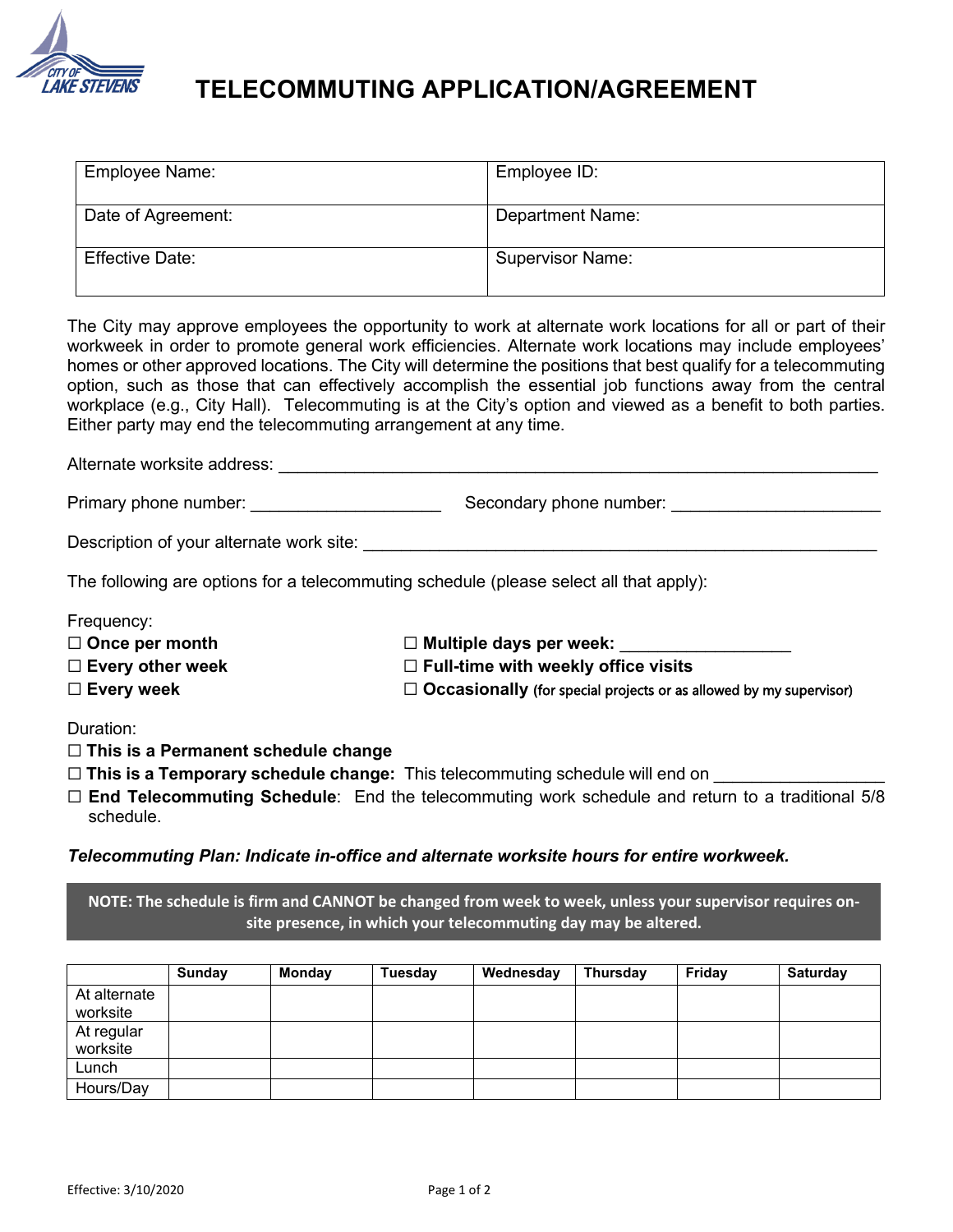# TELECOMMUTING APPLICATION/AGREEMENT

| Employee Name: | Employee ID: |
|---|---|
| Date of Agreement: | Department Name: |
| Effective Date: | Supervisor Name: |

The City may approve employees the opportunity to work at alternate work locations for all or part of their workweek in order to promote general work efficiencies. Alternate work locations may include employees' homes or other approved locations. The City will determine the positions that best qualify for a telecommuting option, such as those that can effectively accomplish the essential job functions away from the central workplace (e.g., City Hall). Telecommuting is at the City's option and viewed as a benefit to both parties. Either party may end the telecommuting arrangement at any time.

Alternate worksite address: ___________________________________________________________________

Primary phone number: ____________________ Secondary phone number: ______________________

Description of your alternate work site: ________________________________________________________

The following are options for a telecommuting schedule (please select all that apply):

Frequency:

☐ **Once per month**

☐ **Every other week**

☐ **Every week**

☐ **Multiple days per week:** _________________

☐ **Full-time with weekly office visits**

☐ **Occasionally** (for special projects or as allowed by my supervisor)

Duration:

☐ **This is a Permanent schedule change**

☐ **This is a Temporary schedule change:** This telecommuting schedule will end on _________________

☐ **End Telecommuting Schedule**: End the telecommuting work schedule and return to a traditional 5/8 schedule.

***Telecommuting Plan: Indicate in-office and alternate worksite hours for entire workweek.***

**NOTE: The schedule is firm and CANNOT be changed from week to week, unless your supervisor requires on-site presence, in which your telecommuting day may be altered.**

| | Sunday | Monday | Tuesday | Wednesday | Thursday | Friday | Saturday |
|---|---|---|---|---|---|---|---|
| At alternate worksite | | | | | | | |
| At regular worksite | | | | | | | |
| Lunch | | | | | | | |
| Hours/Day | | | | | | | |

Effective: 3/10/2020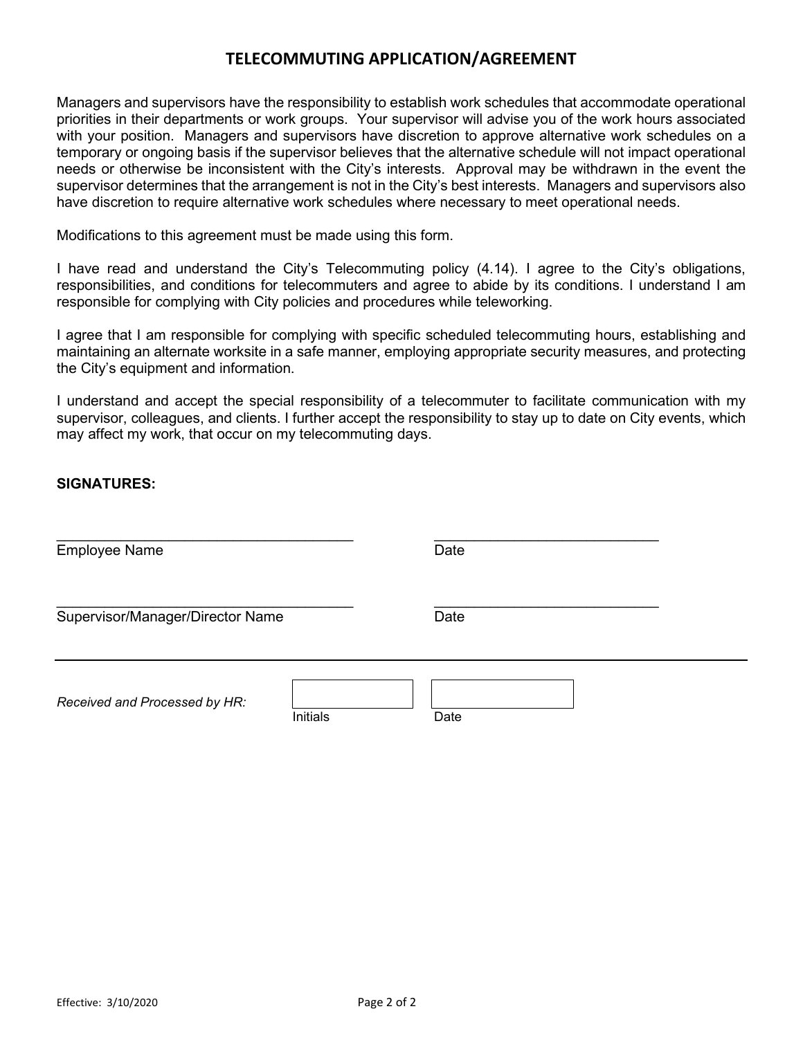# TELECOMMUTING APPLICATION/AGREEMENT

Managers and supervisors have the responsibility to establish work schedules that accommodate operational priorities in their departments or work groups. Your supervisor will advise you of the work hours associated with your position. Managers and supervisors have discretion to approve alternative work schedules on a temporary or ongoing basis if the supervisor believes that the alternative schedule will not impact operational needs or otherwise be inconsistent with the City's interests. Approval may be withdrawn in the event the supervisor determines that the arrangement is not in the City's best interests. Managers and supervisors also have discretion to require alternative work schedules where necessary to meet operational needs.

Modifications to this agreement must be made using this form.

I have read and understand the City's Telecommuting policy (4.14). I agree to the City's obligations, responsibilities, and conditions for telecommuters and agree to abide by its conditions. I understand I am responsible for complying with City policies and procedures while teleworking.

I agree that I am responsible for complying with specific scheduled telecommuting hours, establishing and maintaining an alternate worksite in a safe manner, employing appropriate security measures, and protecting the City's equipment and information.

I understand and accept the special responsibility of a telecommuter to facilitate communication with my supervisor, colleagues, and clients. I further accept the responsibility to stay up to date on City events, which may affect my work, that occur on my telecommuting days.

**SIGNATURES:**

______________________________________ ____________________________

Employee Name Date

______________________________________ ____________________________

Supervisor/Manager/Director Name Date

---

*Received and Processed by HR:* ____________ Initials ____________ Date

Effective: 3/10/2020